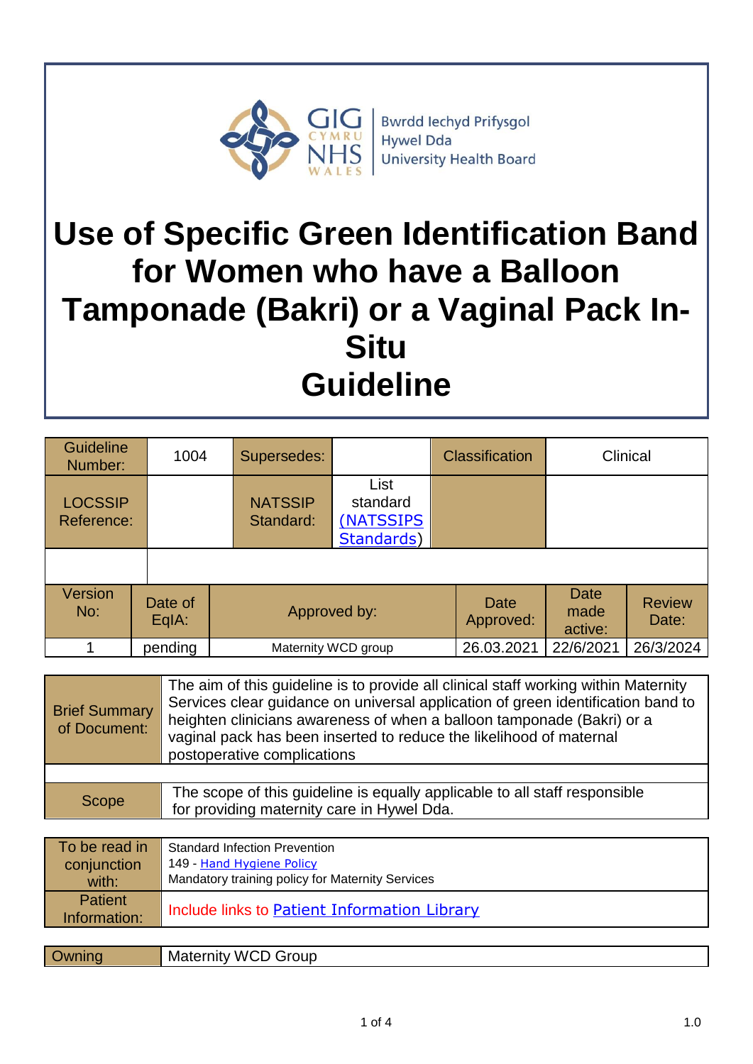Bwrdd Iechyd Prifysgol Hywel Dda University Health Board

# Use of Specific Green Identification Band for Women who have a Balloon Tamponade (Bakri) or a Vaginal Pack In-Situ Guideline

| Guideline Number: | 1004 | Supersedes: | | Classification | Clinical |
|---|---|---|---|---|---|
| LOCSSIP Reference: | | NATSSIP Standard: | List standard (NATSSIPS Standards) | | |
| | | | | | |

| Version No: | Date of EqIA: | Approved by: | Date Approved: | Date made active: | Review Date: |
|---|---|---|---|---|---|
| 1 | pending | Maternity WCD group | 26.03.2021 | 22/6/2021 | 26/3/2024 |

| | |
|---|---|
| Brief Summary of Document: | The aim of this guideline is to provide all clinical staff working within Maternity Services clear guidance on universal application of green identification band to heighten clinicians awareness of when a balloon tamponade (Bakri) or a vaginal pack has been inserted to reduce the likelihood of maternal postoperative complications |
| | |
| Scope | The scope of this guideline is equally applicable to all staff responsible for providing maternity care in Hywel Dda. |

| | |
|---|---|
| To be read in conjunction with: | Standard Infection Prevention<br>149 - Hand Hygiene Policy<br>Mandatory training policy for Maternity Services |
| Patient Information: | Include links to Patient Information Library |

| | |
|---|---|
| Owning | Maternity WCD Group |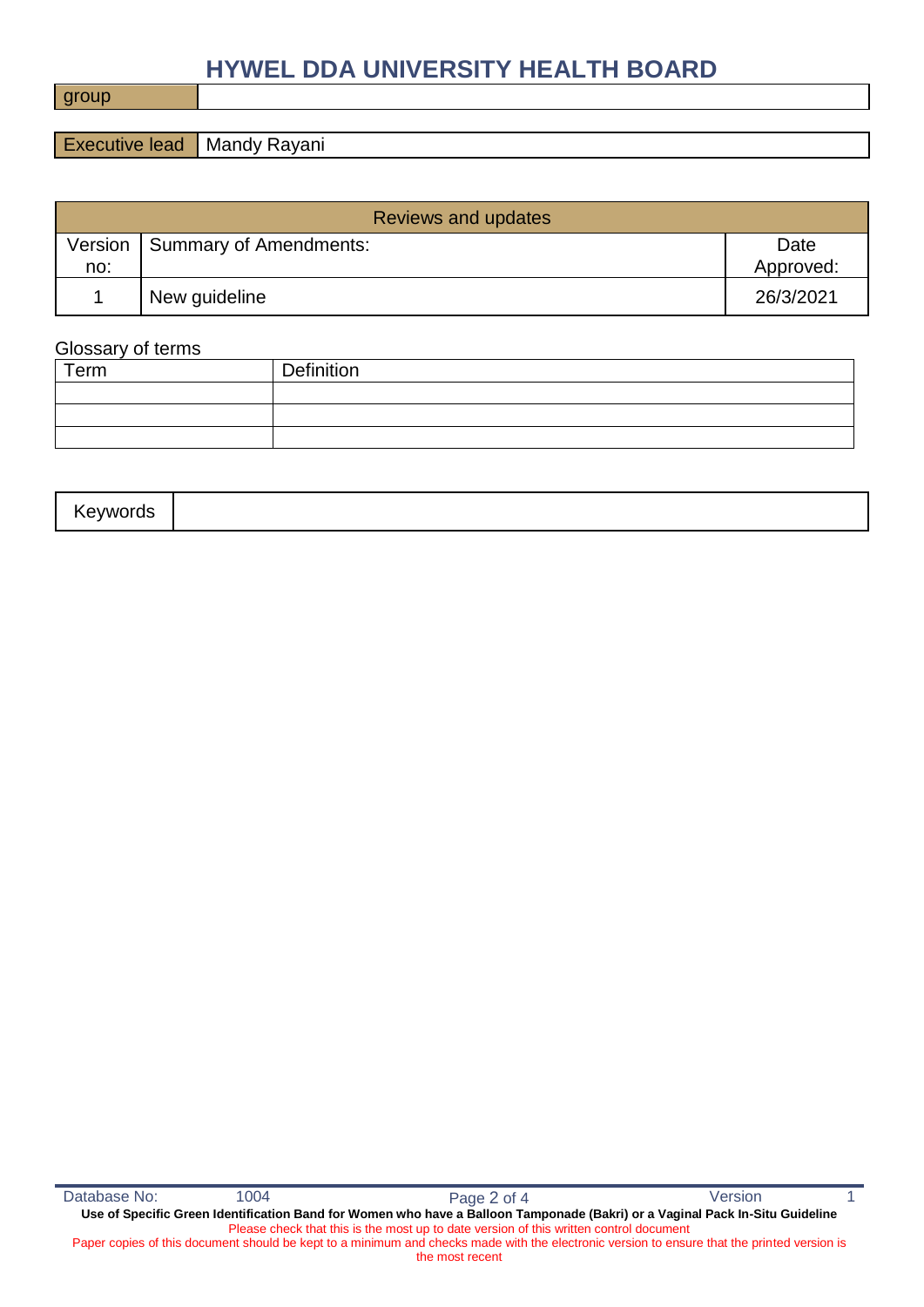# HYWEL DDA UNIVERSITY HEALTH BOARD

| group | |
|---|---|

| Executive lead | Mandy Rayani |
|---|---|

| Reviews and updates | | |
|---|---|---|
| Version no: | Summary of Amendments: | Date Approved: |
| 1 | New guideline | 26/3/2021 |

Glossary of terms

| Term | Definition |
|---|---|
| | |
| | |
| | |

| Keywords | |
|---|---|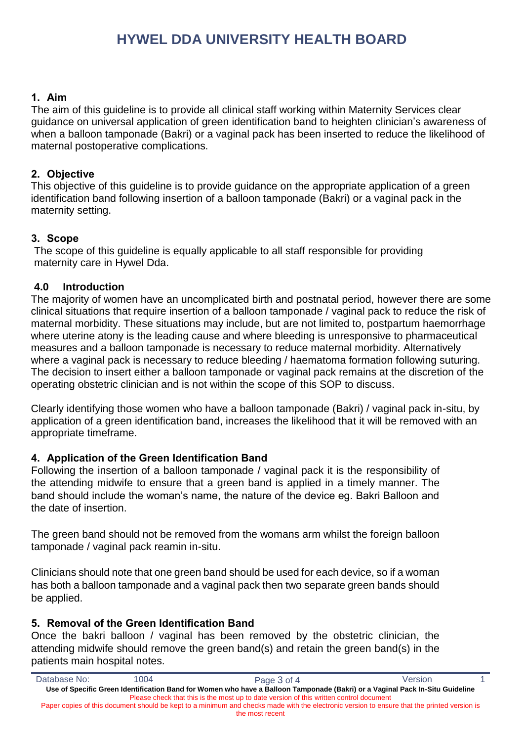# HYWEL DDA UNIVERSITY HEALTH BOARD

## 1. Aim

The aim of this guideline is to provide all clinical staff working within Maternity Services clear guidance on universal application of green identification band to heighten clinician's awareness of when a balloon tamponade (Bakri) or a vaginal pack has been inserted to reduce the likelihood of maternal postoperative complications.

## 2. Objective

This objective of this guideline is to provide guidance on the appropriate application of a green identification band following insertion of a balloon tamponade (Bakri) or a vaginal pack in the maternity setting.

## 3. Scope

The scope of this guideline is equally applicable to all staff responsible for providing maternity care in Hywel Dda.

## 4.0 Introduction

The majority of women have an uncomplicated birth and postnatal period, however there are some clinical situations that require insertion of a balloon tamponade / vaginal pack to reduce the risk of maternal morbidity. These situations may include, but are not limited to, postpartum haemorrhage where uterine atony is the leading cause and where bleeding is unresponsive to pharmaceutical measures and a balloon tamponade is necessary to reduce maternal morbidity. Alternatively where a vaginal pack is necessary to reduce bleeding / haematoma formation following suturing. The decision to insert either a balloon tamponade or vaginal pack remains at the discretion of the operating obstetric clinician and is not within the scope of this SOP to discuss.

Clearly identifying those women who have a balloon tamponade (Bakri) / vaginal pack in-situ, by application of a green identification band, increases the likelihood that it will be removed with an appropriate timeframe.

## 4. Application of the Green Identification Band

Following the insertion of a balloon tamponade / vaginal pack it is the responsibility of the attending midwife to ensure that a green band is applied in a timely manner. The band should include the woman's name, the nature of the device eg. Bakri Balloon and the date of insertion.

The green band should not be removed from the womans arm whilst the foreign balloon tamponade / vaginal pack reamin in-situ.

Clinicians should note that one green band should be used for each device, so if a woman has both a balloon tamponade and a vaginal pack then two separate green bands should be applied.

## 5. Removal of the Green Identification Band

Once the bakri balloon / vaginal has been removed by the obstetric clinician, the attending midwife should remove the green band(s) and retain the green band(s) in the patients main hospital notes.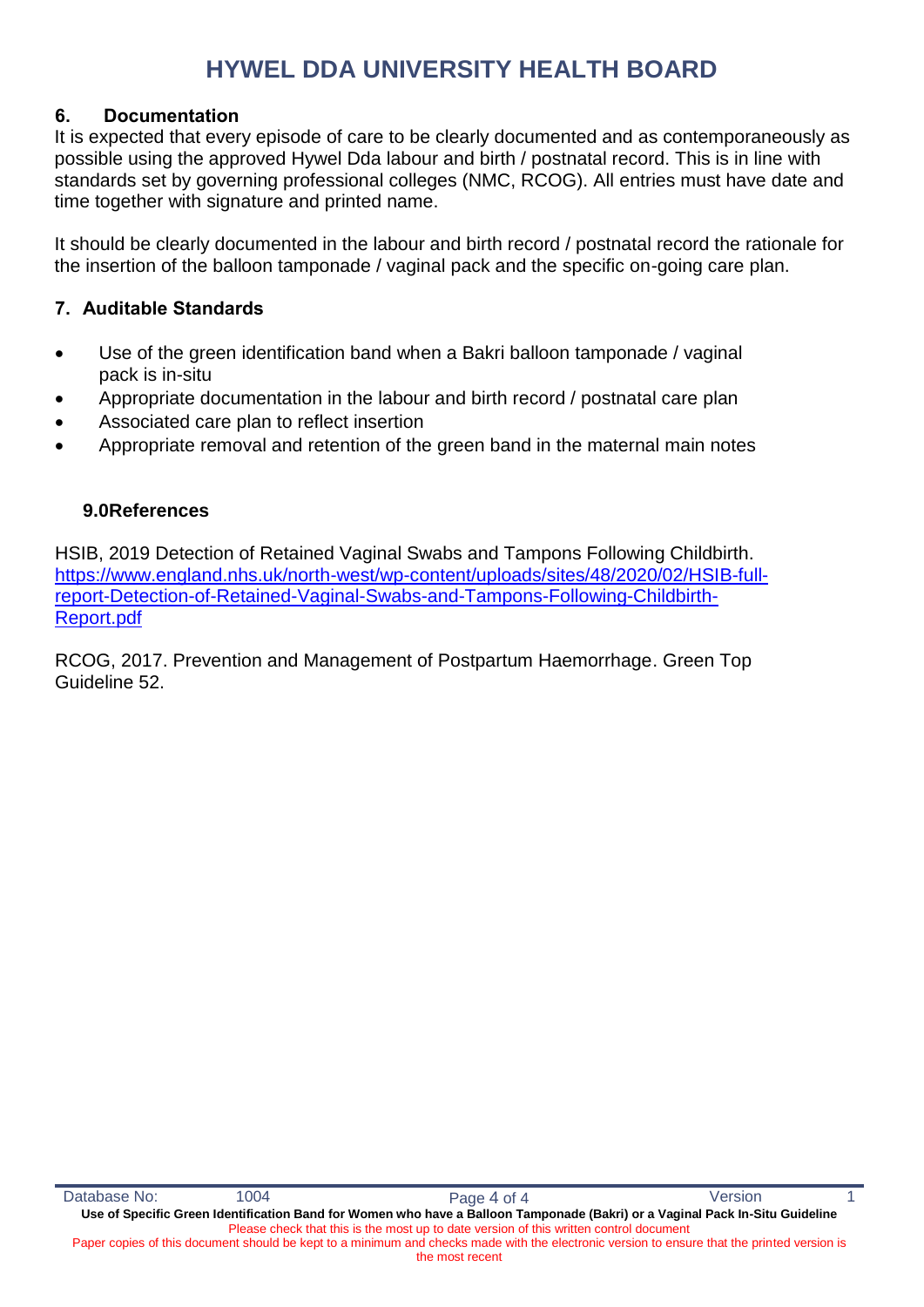## 6. Documentation

It is expected that every episode of care to be clearly documented and as contemporaneously as possible using the approved Hywel Dda labour and birth / postnatal record. This is in line with standards set by governing professional colleges (NMC, RCOG). All entries must have date and time together with signature and printed name.

It should be clearly documented in the labour and birth record / postnatal record the rationale for the insertion of the balloon tamponade / vaginal pack and the specific on-going care plan.

## 7. Auditable Standards

- Use of the green identification band when a Bakri balloon tamponade / vaginal pack is in-situ
- Appropriate documentation in the labour and birth record / postnatal care plan
- Associated care plan to reflect insertion
- Appropriate removal and retention of the green band in the maternal main notes

## 9.0References

HSIB, 2019 Detection of Retained Vaginal Swabs and Tampons Following Childbirth. https://www.england.nhs.uk/north-west/wp-content/uploads/sites/48/2020/02/HSIB-full-report-Detection-of-Retained-Vaginal-Swabs-and-Tampons-Following-Childbirth-Report.pdf

RCOG, 2017. Prevention and Management of Postpartum Haemorrhage. Green Top Guideline 52.